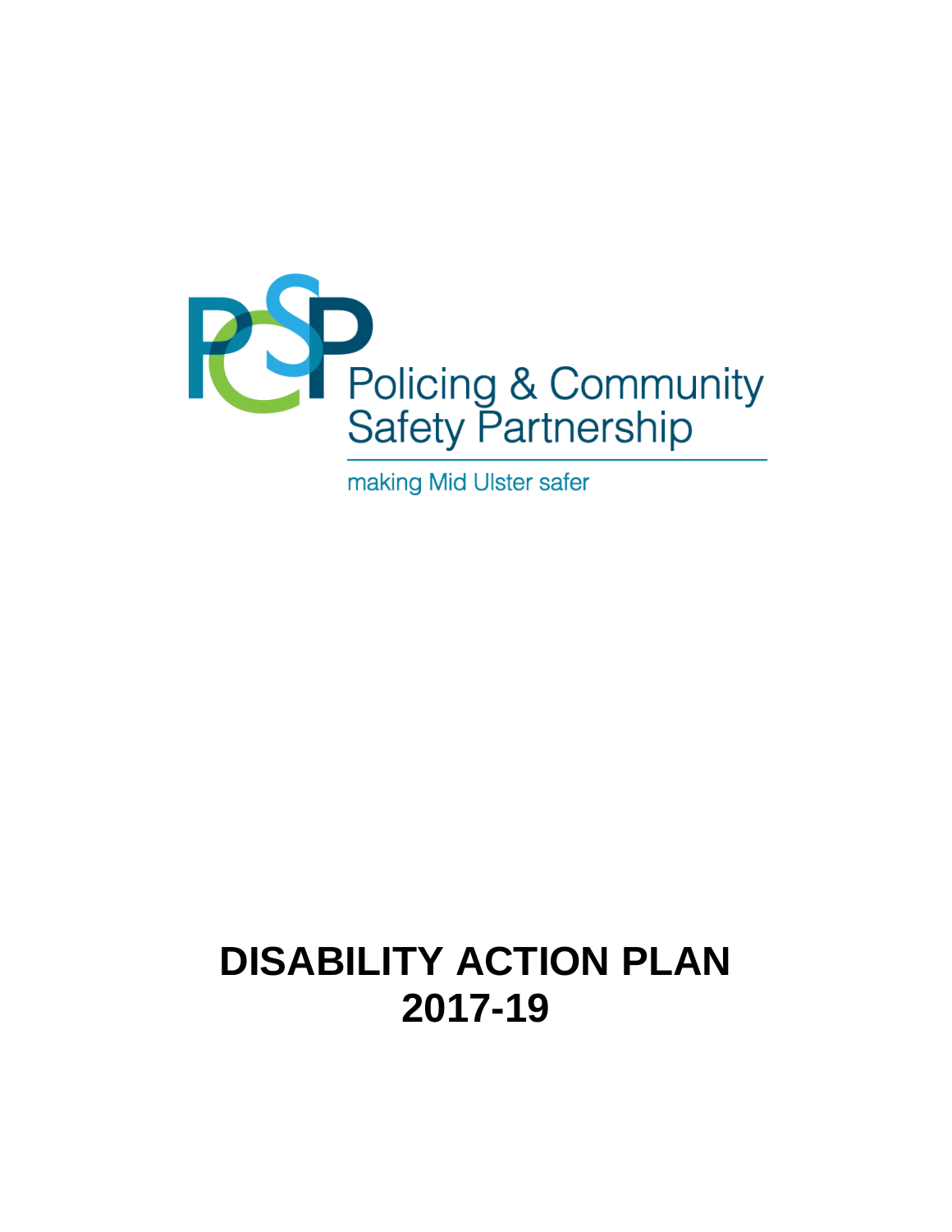Policing & Community Safety Partnership

making Mid Ulster safer

# DISABILITY ACTION PLAN 2017-19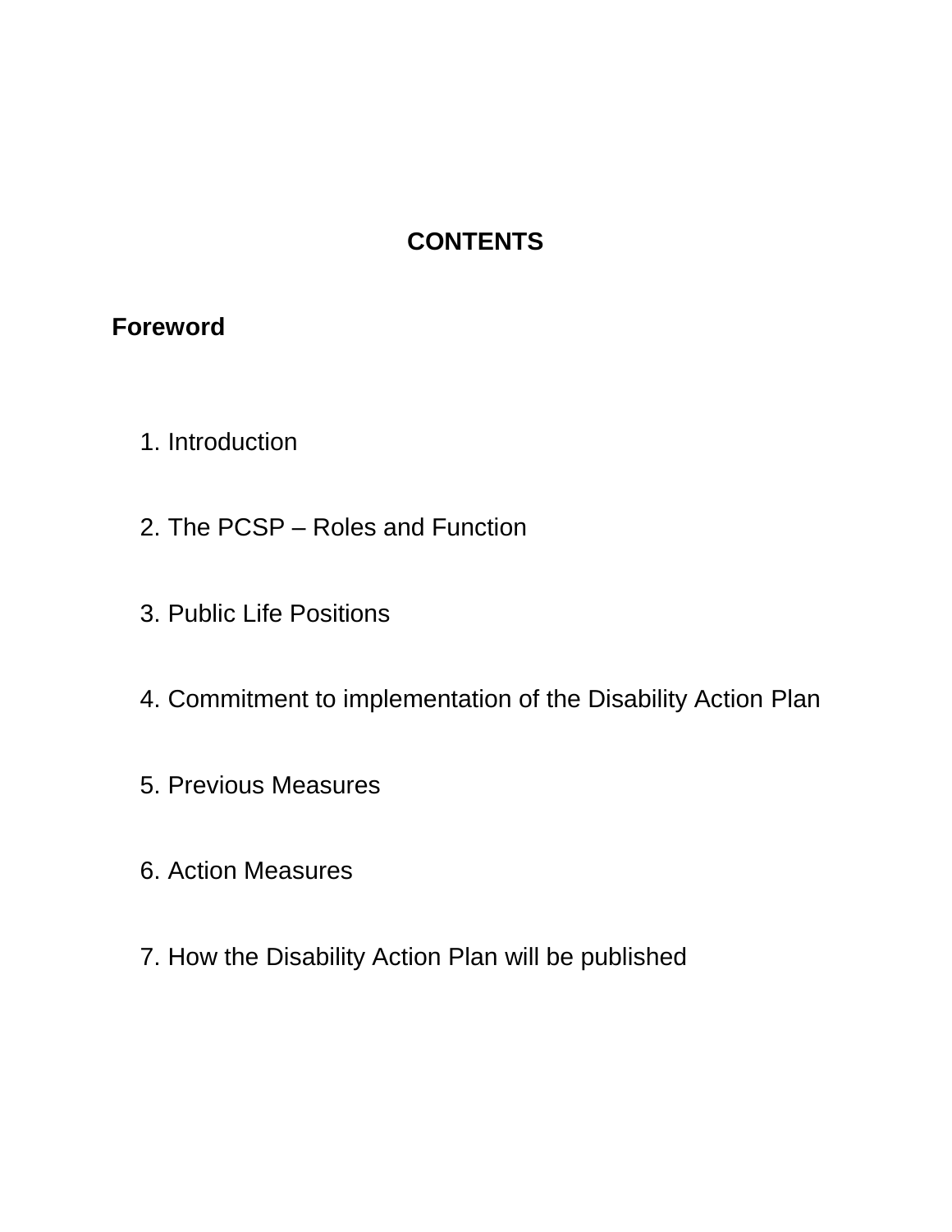# CONTENTS

**Foreword**

1. Introduction
2. The PCSP – Roles and Function
3. Public Life Positions
4. Commitment to implementation of the Disability Action Plan
5. Previous Measures
6. Action Measures
7. How the Disability Action Plan will be published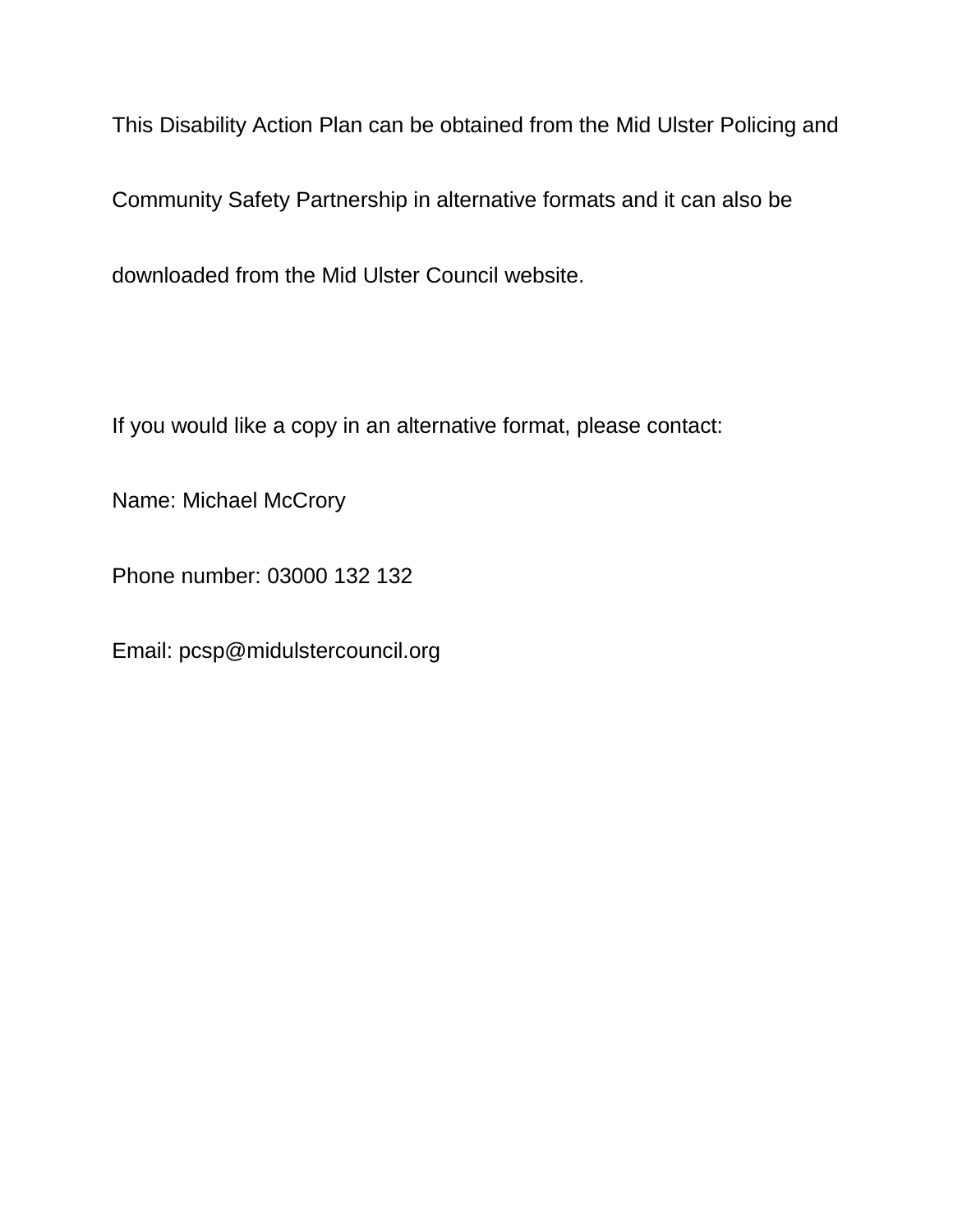This Disability Action Plan can be obtained from the Mid Ulster Policing and Community Safety Partnership in alternative formats and it can also be downloaded from the Mid Ulster Council website.

If you would like a copy in an alternative format, please contact:

Name: Michael McCrory

Phone number: 03000 132 132

Email: pcsp@midulstercouncil.org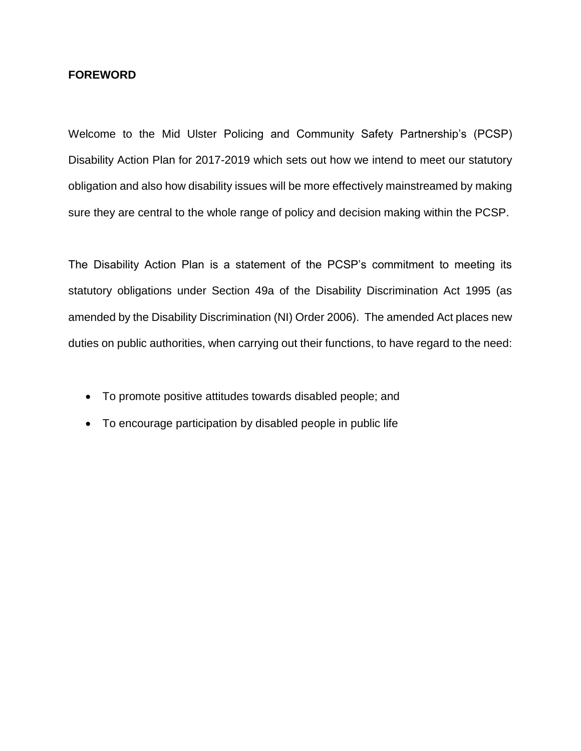## FOREWORD

Welcome to the Mid Ulster Policing and Community Safety Partnership's (PCSP) Disability Action Plan for 2017-2019 which sets out how we intend to meet our statutory obligation and also how disability issues will be more effectively mainstreamed by making sure they are central to the whole range of policy and decision making within the PCSP.

The Disability Action Plan is a statement of the PCSP's commitment to meeting its statutory obligations under Section 49a of the Disability Discrimination Act 1995 (as amended by the Disability Discrimination (NI) Order 2006). The amended Act places new duties on public authorities, when carrying out their functions, to have regard to the need:

- To promote positive attitudes towards disabled people; and
- To encourage participation by disabled people in public life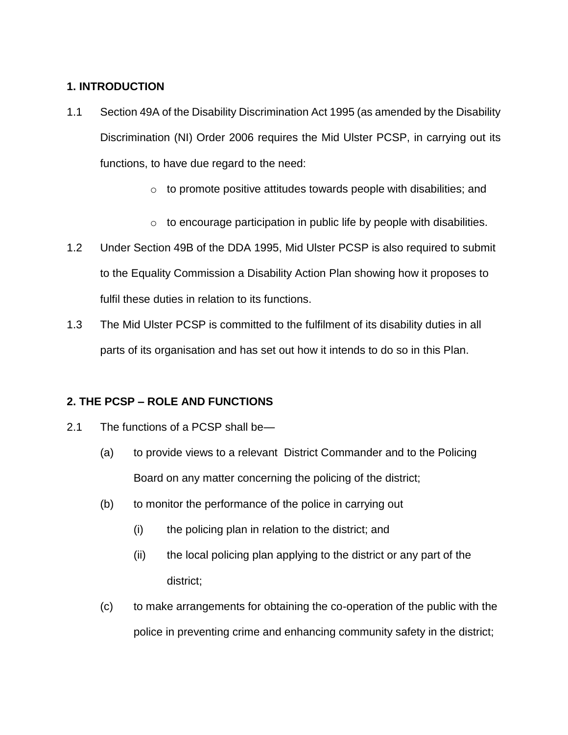## 1. INTRODUCTION

1.1 Section 49A of the Disability Discrimination Act 1995 (as amended by the Disability Discrimination (NI) Order 2006 requires the Mid Ulster PCSP, in carrying out its functions, to have due regard to the need:

- to promote positive attitudes towards people with disabilities; and
- to encourage participation in public life by people with disabilities.

1.2 Under Section 49B of the DDA 1995, Mid Ulster PCSP is also required to submit to the Equality Commission a Disability Action Plan showing how it proposes to fulfil these duties in relation to its functions.

1.3 The Mid Ulster PCSP is committed to the fulfilment of its disability duties in all parts of its organisation and has set out how it intends to do so in this Plan.

## 2. THE PCSP – ROLE AND FUNCTIONS

2.1 The functions of a PCSP shall be—

(a) to provide views to a relevant District Commander and to the Policing Board on any matter concerning the policing of the district;

(b) to monitor the performance of the police in carrying out

  (i) the policing plan in relation to the district; and

  (ii) the local policing plan applying to the district or any part of the district;

(c) to make arrangements for obtaining the co-operation of the public with the police in preventing crime and enhancing community safety in the district;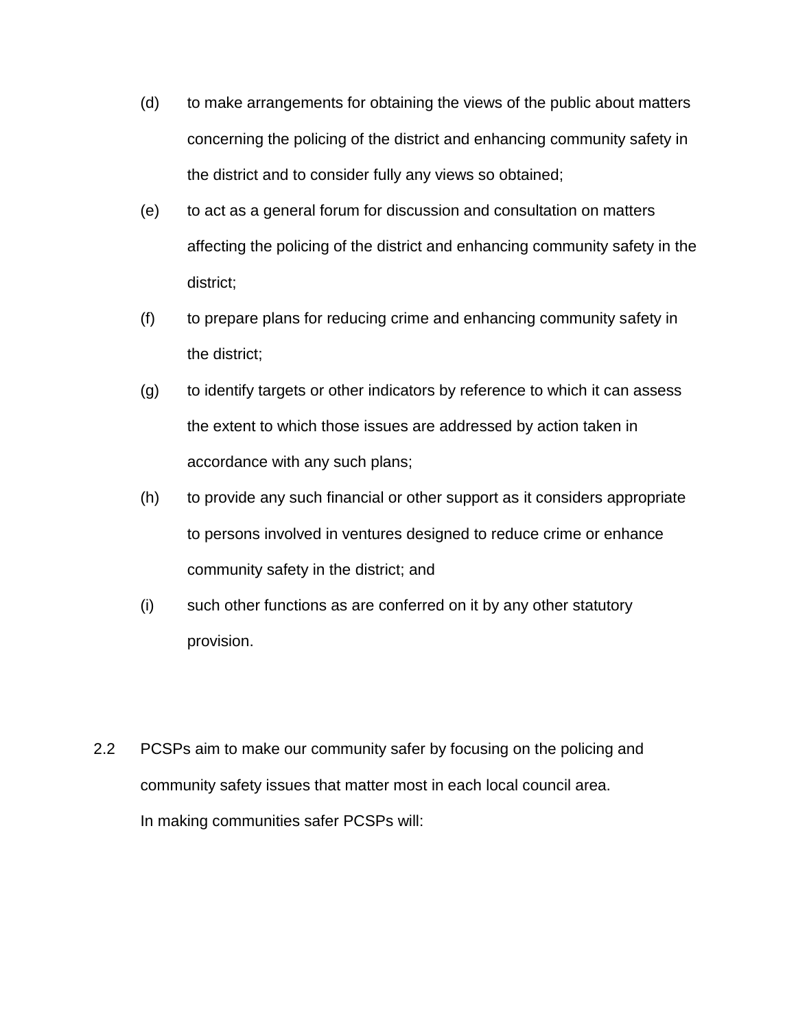(d) to make arrangements for obtaining the views of the public about matters concerning the policing of the district and enhancing community safety in the district and to consider fully any views so obtained;

(e) to act as a general forum for discussion and consultation on matters affecting the policing of the district and enhancing community safety in the district;

(f) to prepare plans for reducing crime and enhancing community safety in the district;

(g) to identify targets or other indicators by reference to which it can assess the extent to which those issues are addressed by action taken in accordance with any such plans;

(h) to provide any such financial or other support as it considers appropriate to persons involved in ventures designed to reduce crime or enhance community safety in the district; and

(i) such other functions as are conferred on it by any other statutory provision.

2.2 PCSPs aim to make our community safer by focusing on the policing and community safety issues that matter most in each local council area. In making communities safer PCSPs will: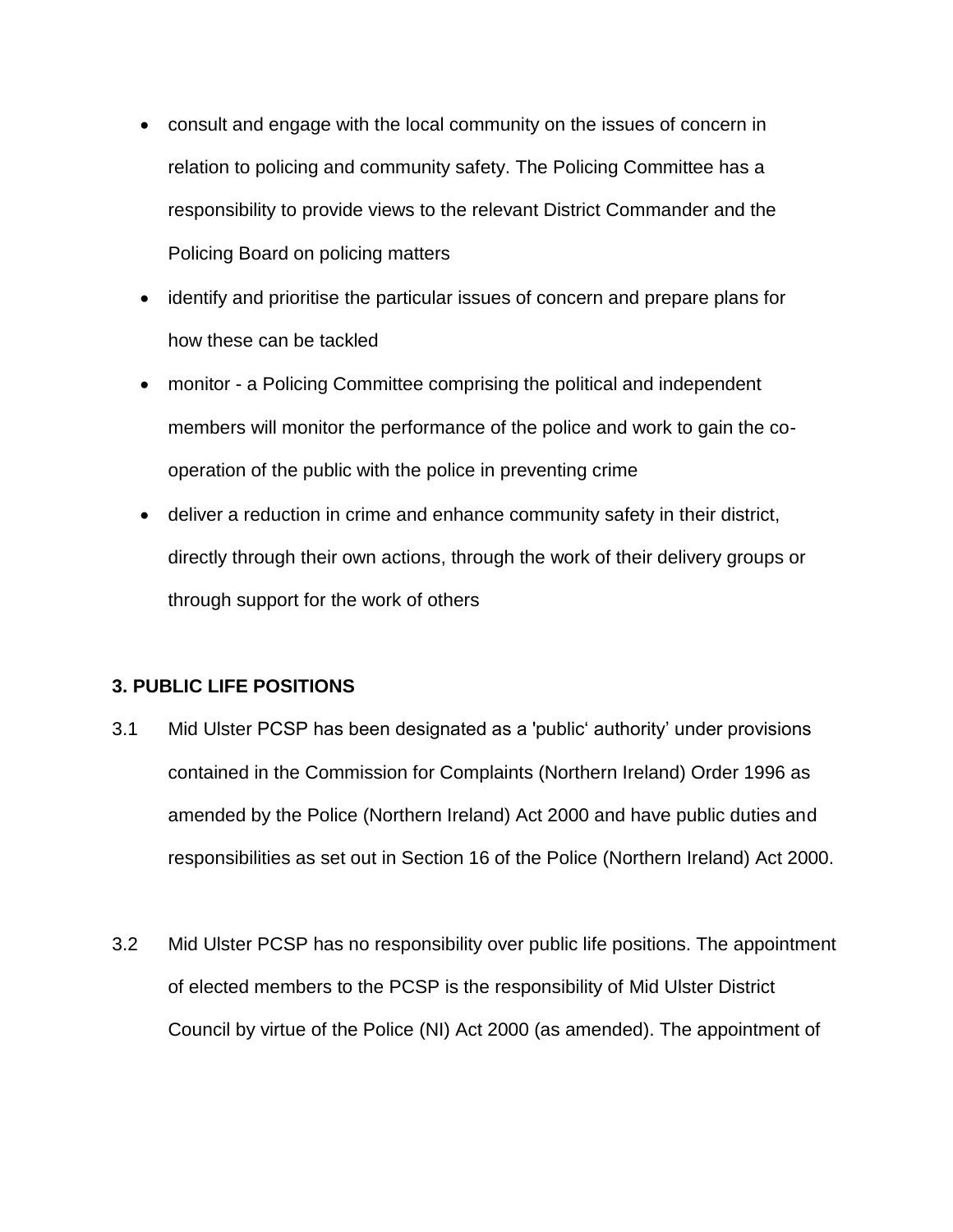- consult and engage with the local community on the issues of concern in relation to policing and community safety. The Policing Committee has a responsibility to provide views to the relevant District Commander and the Policing Board on policing matters
- identify and prioritise the particular issues of concern and prepare plans for how these can be tackled
- monitor - a Policing Committee comprising the political and independent members will monitor the performance of the police and work to gain the co-operation of the public with the police in preventing crime
- deliver a reduction in crime and enhance community safety in their district, directly through their own actions, through the work of their delivery groups or through support for the work of others

**3. PUBLIC LIFE POSITIONS**

3.1 Mid Ulster PCSP has been designated as a 'public' authority' under provisions contained in the Commission for Complaints (Northern Ireland) Order 1996 as amended by the Police (Northern Ireland) Act 2000 and have public duties and responsibilities as set out in Section 16 of the Police (Northern Ireland) Act 2000.

3.2 Mid Ulster PCSP has no responsibility over public life positions. The appointment of elected members to the PCSP is the responsibility of Mid Ulster District Council by virtue of the Police (NI) Act 2000 (as amended). The appointment of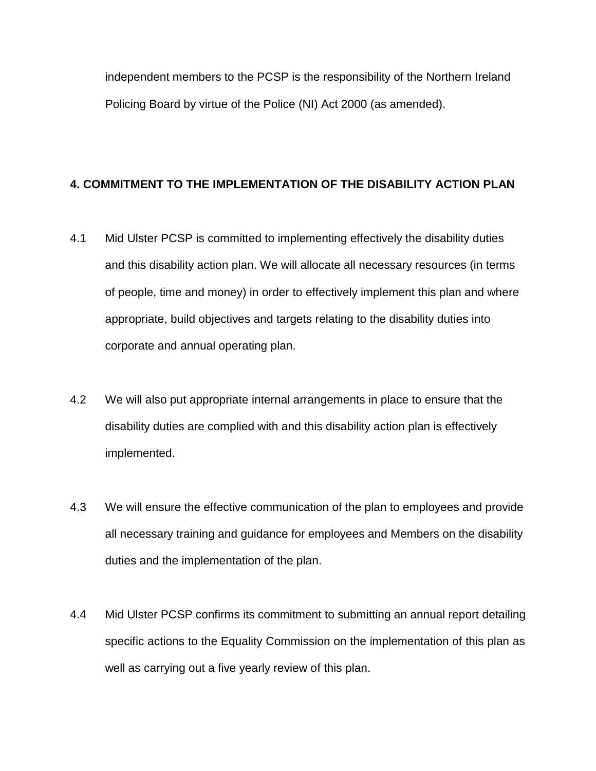independent members to the PCSP is the responsibility of the Northern Ireland Policing Board by virtue of the Police (NI) Act 2000 (as amended).

## 4. COMMITMENT TO THE IMPLEMENTATION OF THE DISABILITY ACTION PLAN

4.1 Mid Ulster PCSP is committed to implementing effectively the disability duties and this disability action plan. We will allocate all necessary resources (in terms of people, time and money) in order to effectively implement this plan and where appropriate, build objectives and targets relating to the disability duties into corporate and annual operating plan.

4.2 We will also put appropriate internal arrangements in place to ensure that the disability duties are complied with and this disability action plan is effectively implemented.

4.3 We will ensure the effective communication of the plan to employees and provide all necessary training and guidance for employees and Members on the disability duties and the implementation of the plan.

4.4 Mid Ulster PCSP confirms its commitment to submitting an annual report detailing specific actions to the Equality Commission on the implementation of this plan as well as carrying out a five yearly review of this plan.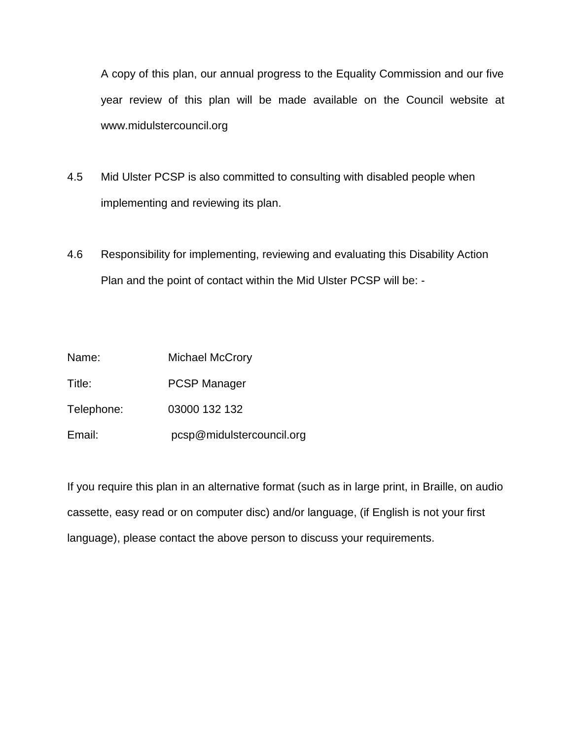A copy of this plan, our annual progress to the Equality Commission and our five year review of this plan will be made available on the Council website at www.midulstercouncil.org

4.5 Mid Ulster PCSP is also committed to consulting with disabled people when implementing and reviewing its plan.

4.6 Responsibility for implementing, reviewing and evaluating this Disability Action Plan and the point of contact within the Mid Ulster PCSP will be: -

Name: Michael McCrory

Title: PCSP Manager

Telephone: 03000 132 132

Email: pcsp@midulstercouncil.org

If you require this plan in an alternative format (such as in large print, in Braille, on audio cassette, easy read or on computer disc) and/or language, (if English is not your first language), please contact the above person to discuss your requirements.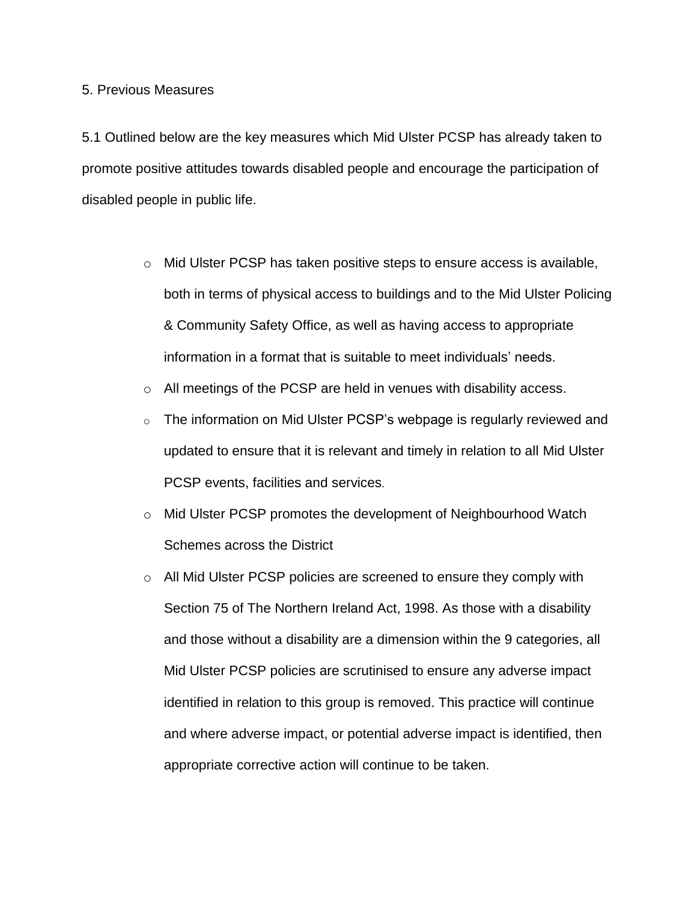## 5. Previous Measures

5.1 Outlined below are the key measures which Mid Ulster PCSP has already taken to promote positive attitudes towards disabled people and encourage the participation of disabled people in public life.

- Mid Ulster PCSP has taken positive steps to ensure access is available, both in terms of physical access to buildings and to the Mid Ulster Policing & Community Safety Office, as well as having access to appropriate information in a format that is suitable to meet individuals' needs.
- All meetings of the PCSP are held in venues with disability access.
- The information on Mid Ulster PCSP's webpage is regularly reviewed and updated to ensure that it is relevant and timely in relation to all Mid Ulster PCSP events, facilities and services.
- Mid Ulster PCSP promotes the development of Neighbourhood Watch Schemes across the District
- All Mid Ulster PCSP policies are screened to ensure they comply with Section 75 of The Northern Ireland Act, 1998. As those with a disability and those without a disability are a dimension within the 9 categories, all Mid Ulster PCSP policies are scrutinised to ensure any adverse impact identified in relation to this group is removed. This practice will continue and where adverse impact, or potential adverse impact is identified, then appropriate corrective action will continue to be taken.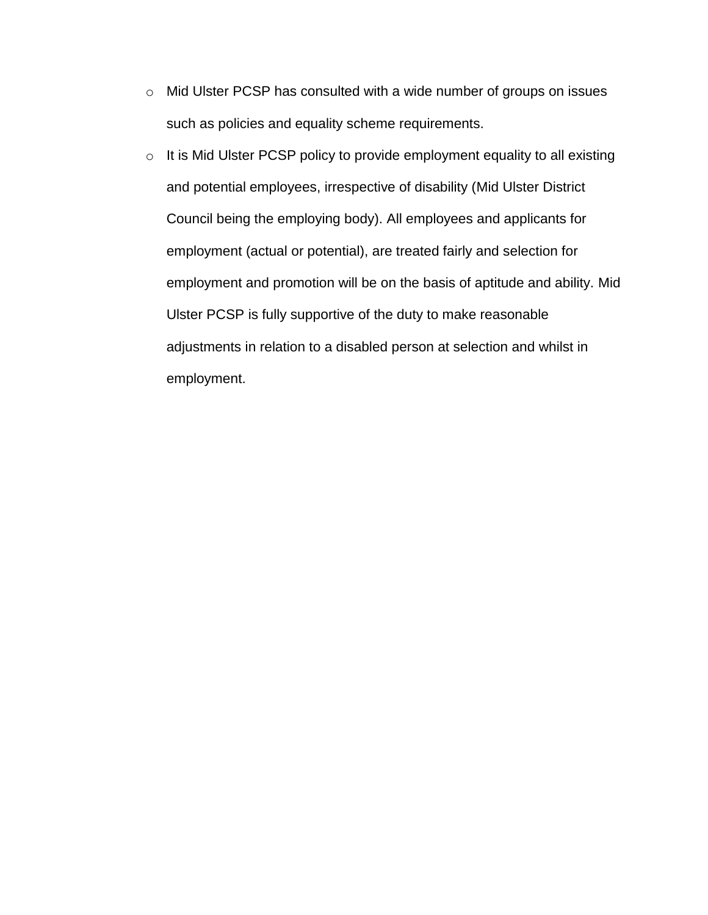- Mid Ulster PCSP has consulted with a wide number of groups on issues such as policies and equality scheme requirements.
- It is Mid Ulster PCSP policy to provide employment equality to all existing and potential employees, irrespective of disability (Mid Ulster District Council being the employing body). All employees and applicants for employment (actual or potential), are treated fairly and selection for employment and promotion will be on the basis of aptitude and ability. Mid Ulster PCSP is fully supportive of the duty to make reasonable adjustments in relation to a disabled person at selection and whilst in employment.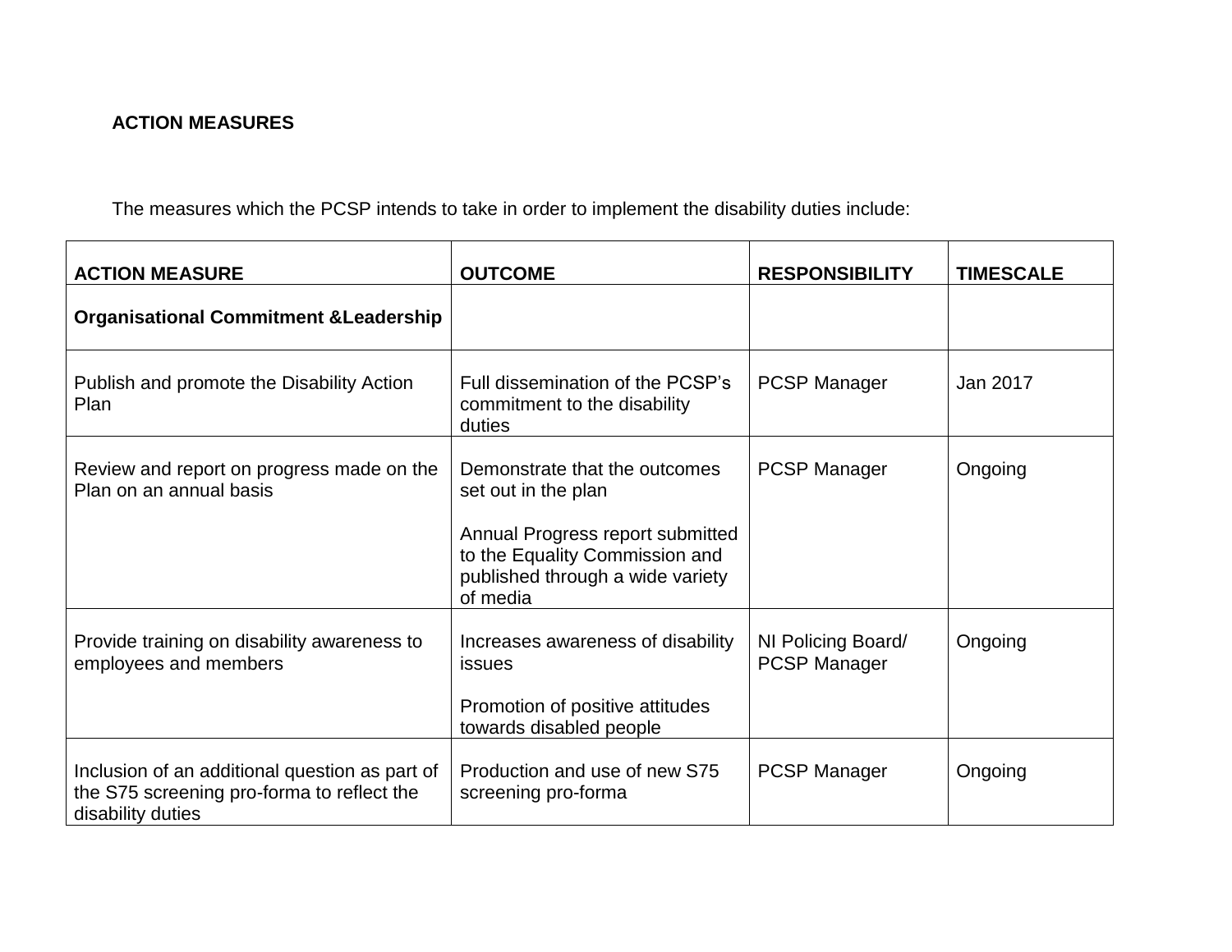**ACTION MEASURES**

The measures which the PCSP intends to take in order to implement the disability duties include:

| ACTION MEASURE | OUTCOME | RESPONSIBILITY | TIMESCALE |
|---|---|---|---|
| **Organisational Commitment &Leadership** | | | |
| Publish and promote the Disability Action Plan | Full dissemination of the PCSP's commitment to the disability duties | PCSP Manager | Jan 2017 |
| Review and report on progress made on the Plan on an annual basis | Demonstrate that the outcomes set out in the plan<br><br>Annual Progress report submitted to the Equality Commission and published through a wide variety of media | PCSP Manager | Ongoing |
| Provide training on disability awareness to employees and members | Increases awareness of disability issues<br><br>Promotion of positive attitudes towards disabled people | NI Policing Board/ PCSP Manager | Ongoing |
| Inclusion of an additional question as part of the S75 screening pro-forma to reflect the disability duties | Production and use of new S75 screening pro-forma | PCSP Manager | Ongoing |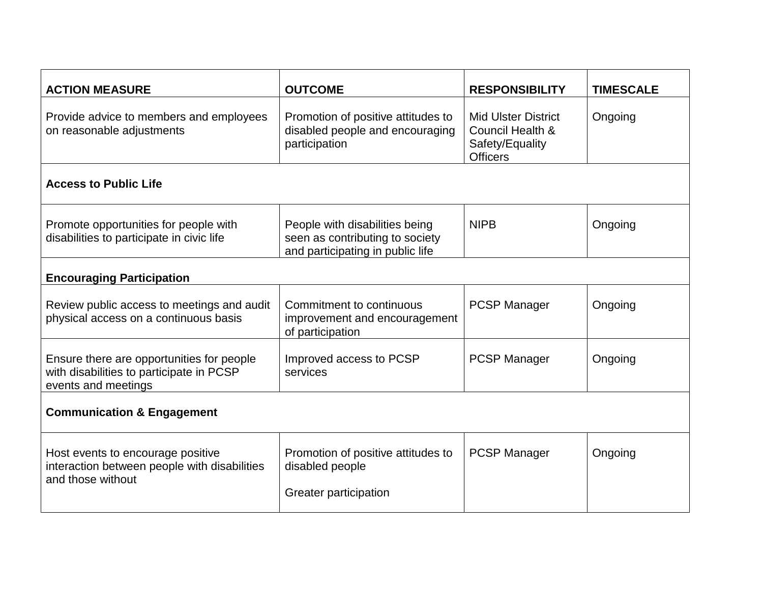| ACTION MEASURE | OUTCOME | RESPONSIBILITY | TIMESCALE |
|---|---|---|---|
| Provide advice to members and employees on reasonable adjustments | Promotion of positive attitudes to disabled people and encouraging participation | Mid Ulster District Council Health & Safety/Equality Officers | Ongoing |
| **Access to Public Life** | | | |
| Promote opportunities for people with disabilities to participate in civic life | People with disabilities being seen as contributing to society and participating in public life | NIPB | Ongoing |
| **Encouraging Participation** | | | |
| Review public access to meetings and audit physical access on a continuous basis | Commitment to continuous improvement and encouragement of participation | PCSP Manager | Ongoing |
| Ensure there are opportunities for people with disabilities to participate in PCSP events and meetings | Improved access to PCSP services | PCSP Manager | Ongoing |
| **Communication & Engagement** | | | |
| Host events to encourage positive interaction between people with disabilities and those without | Promotion of positive attitudes to disabled people<br><br>Greater participation | PCSP Manager | Ongoing |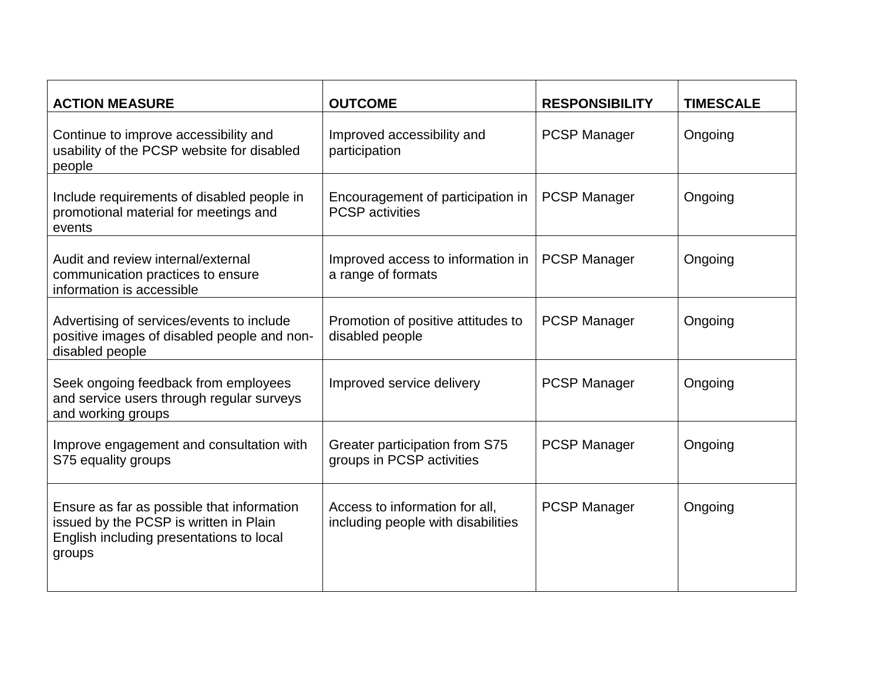| ACTION MEASURE | OUTCOME | RESPONSIBILITY | TIMESCALE |
|---|---|---|---|
| Continue to improve accessibility and usability of the PCSP website for disabled people | Improved accessibility and participation | PCSP Manager | Ongoing |
| Include requirements of disabled people in promotional material for meetings and events | Encouragement of participation in PCSP activities | PCSP Manager | Ongoing |
| Audit and review internal/external communication practices to ensure information is accessible | Improved access to information in a range of formats | PCSP Manager | Ongoing |
| Advertising of services/events to include positive images of disabled people and non-disabled people | Promotion of positive attitudes to disabled people | PCSP Manager | Ongoing |
| Seek ongoing feedback from employees and service users through regular surveys and working groups | Improved service delivery | PCSP Manager | Ongoing |
| Improve engagement and consultation with S75 equality groups | Greater participation from S75 groups in PCSP activities | PCSP Manager | Ongoing |
| Ensure as far as possible that information issued by the PCSP is written in Plain English including presentations to local groups | Access to information for all, including people with disabilities | PCSP Manager | Ongoing |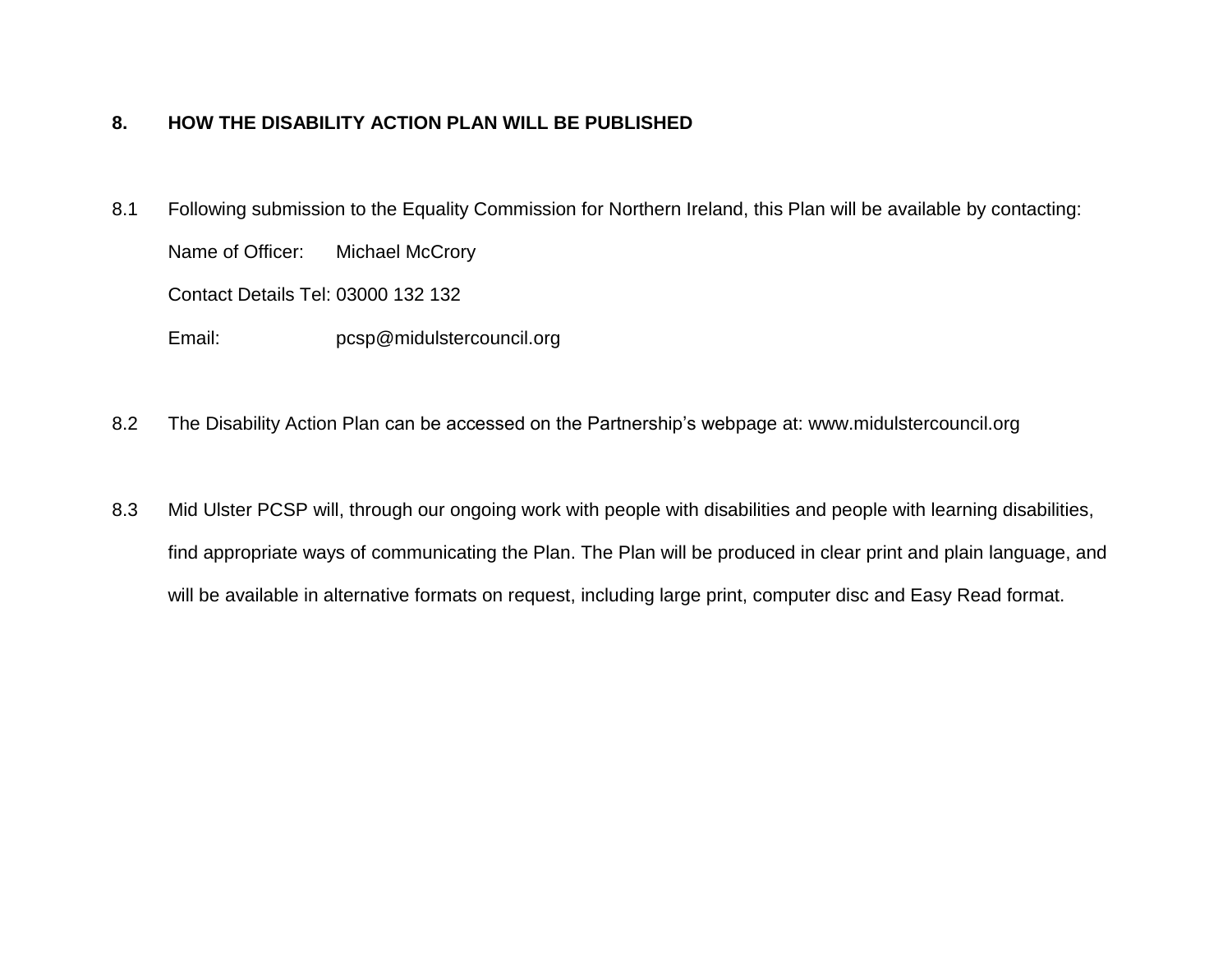## 8. HOW THE DISABILITY ACTION PLAN WILL BE PUBLISHED

8.1 Following submission to the Equality Commission for Northern Ireland, this Plan will be available by contacting:

Name of Officer: Michael McCrory

Contact Details Tel: 03000 132 132

Email: pcsp@midulstercouncil.org

8.2 The Disability Action Plan can be accessed on the Partnership's webpage at: www.midulstercouncil.org

8.3 Mid Ulster PCSP will, through our ongoing work with people with disabilities and people with learning disabilities, find appropriate ways of communicating the Plan. The Plan will be produced in clear print and plain language, and will be available in alternative formats on request, including large print, computer disc and Easy Read format.